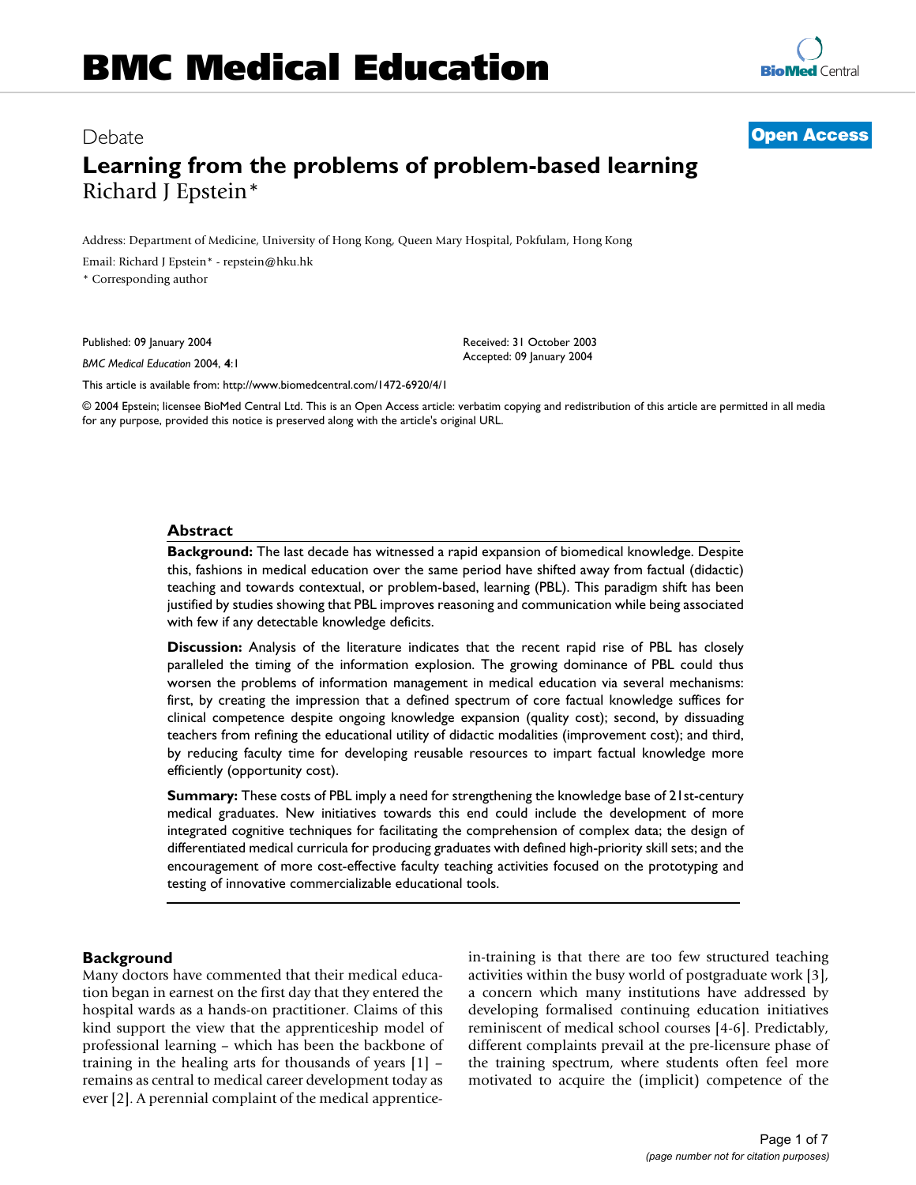# BMC Medical Education

Debate

**Open Access**

# Learning from the problems of problem-based learning

Richard J Epstein*

Address: Department of Medicine, University of Hong Kong, Queen Mary Hospital, Pokfulam, Hong Kong

Email: Richard J Epstein* - repstein@hku.hk

* Corresponding author

Published: 09 January 2004

*BMC Medical Education* 2004, **4**:1

Received: 31 October 2003
Accepted: 09 January 2004

This article is available from: http://www.biomedcentral.com/1472-6920/4/1

© 2004 Epstein; licensee BioMed Central Ltd. This is an Open Access article: verbatim copying and redistribution of this article are permitted in all media for any purpose, provided this notice is preserved along with the article's original URL.

## Abstract

**Background:** The last decade has witnessed a rapid expansion of biomedical knowledge. Despite this, fashions in medical education over the same period have shifted away from factual (didactic) teaching and towards contextual, or problem-based, learning (PBL). This paradigm shift has been justified by studies showing that PBL improves reasoning and communication while being associated with few if any detectable knowledge deficits.

**Discussion:** Analysis of the literature indicates that the recent rapid rise of PBL has closely paralleled the timing of the information explosion. The growing dominance of PBL could thus worsen the problems of information management in medical education via several mechanisms: first, by creating the impression that a defined spectrum of core factual knowledge suffices for clinical competence despite ongoing knowledge expansion (quality cost); second, by dissuading teachers from refining the educational utility of didactic modalities (improvement cost); and third, by reducing faculty time for developing reusable resources to impart factual knowledge more efficiently (opportunity cost).

**Summary:** These costs of PBL imply a need for strengthening the knowledge base of 21st-century medical graduates. New initiatives towards this end could include the development of more integrated cognitive techniques for facilitating the comprehension of complex data; the design of differentiated medical curricula for producing graduates with defined high-priority skill sets; and the encouragement of more cost-effective faculty teaching activities focused on the prototyping and testing of innovative commercializable educational tools.

## Background

Many doctors have commented that their medical education began in earnest on the first day that they entered the hospital wards as a hands-on practitioner. Claims of this kind support the view that the apprenticeship model of professional learning – which has been the backbone of training in the healing arts for thousands of years [1] – remains as central to medical career development today as ever [2]. A perennial complaint of the medical apprentice-in-training is that there are too few structured teaching activities within the busy world of postgraduate work [3], a concern which many institutions have addressed by developing formalised continuing education initiatives reminiscent of medical school courses [4-6]. Predictably, different complaints prevail at the pre-licensure phase of the training spectrum, where students often feel more motivated to acquire the (implicit) competence of the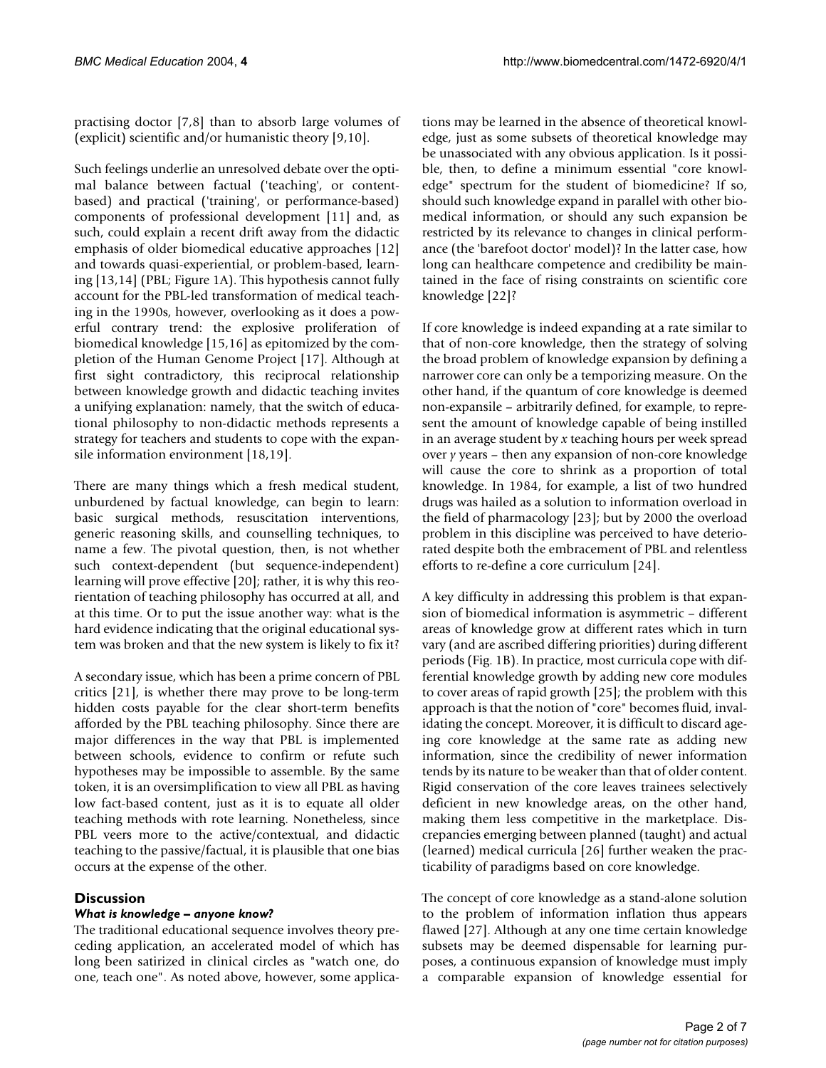practising doctor [7,8] than to absorb large volumes of (explicit) scientific and/or humanistic theory [9,10].

Such feelings underlie an unresolved debate over the optimal balance between factual ('teaching', or content-based) and practical ('training', or performance-based) components of professional development [11] and, as such, could explain a recent drift away from the didactic emphasis of older biomedical educative approaches [12] and towards quasi-experiential, or problem-based, learning [13,14] (PBL; Figure 1A). This hypothesis cannot fully account for the PBL-led transformation of medical teaching in the 1990s, however, overlooking as it does a powerful contrary trend: the explosive proliferation of biomedical knowledge [15,16] as epitomized by the completion of the Human Genome Project [17]. Although at first sight contradictory, this reciprocal relationship between knowledge growth and didactic teaching invites a unifying explanation: namely, that the switch of educational philosophy to non-didactic methods represents a strategy for teachers and students to cope with the expansile information environment [18,19].

There are many things which a fresh medical student, unburdened by factual knowledge, can begin to learn: basic surgical methods, resuscitation interventions, generic reasoning skills, and counselling techniques, to name a few. The pivotal question, then, is not whether such context-dependent (but sequence-independent) learning will prove effective [20]; rather, it is why this reorientation of teaching philosophy has occurred at all, and at this time. Or to put the issue another way: what is the hard evidence indicating that the original educational system was broken and that the new system is likely to fix it?

A secondary issue, which has been a prime concern of PBL critics [21], is whether there may prove to be long-term hidden costs payable for the clear short-term benefits afforded by the PBL teaching philosophy. Since there are major differences in the way that PBL is implemented between schools, evidence to confirm or refute such hypotheses may be impossible to assemble. By the same token, it is an oversimplification to view all PBL as having low fact-based content, just as it is to equate all older teaching methods with rote learning. Nonetheless, since PBL veers more to the active/contextual, and didactic teaching to the passive/factual, it is plausible that one bias occurs at the expense of the other.

## Discussion

### *What is knowledge – anyone know?*

The traditional educational sequence involves theory preceding application, an accelerated model of which has long been satirized in clinical circles as "watch one, do one, teach one". As noted above, however, some applications may be learned in the absence of theoretical knowledge, just as some subsets of theoretical knowledge may be unassociated with any obvious application. Is it possible, then, to define a minimum essential "core knowledge" spectrum for the student of biomedicine? If so, should such knowledge expand in parallel with other biomedical information, or should any such expansion be restricted by its relevance to changes in clinical performance (the 'barefoot doctor' model)? In the latter case, how long can healthcare competence and credibility be maintained in the face of rising constraints on scientific core knowledge [22]?

If core knowledge is indeed expanding at a rate similar to that of non-core knowledge, then the strategy of solving the broad problem of knowledge expansion by defining a narrower core can only be a temporizing measure. On the other hand, if the quantum of core knowledge is deemed non-expansile – arbitrarily defined, for example, to represent the amount of knowledge capable of being instilled in an average student by $x$ teaching hours per week spread over $y$ years – then any expansion of non-core knowledge will cause the core to shrink as a proportion of total knowledge. In 1984, for example, a list of two hundred drugs was hailed as a solution to information overload in the field of pharmacology [23]; but by 2000 the overload problem in this discipline was perceived to have deteriorated despite both the embracement of PBL and relentless efforts to re-define a core curriculum [24].

A key difficulty in addressing this problem is that expansion of biomedical information is asymmetric – different areas of knowledge grow at different rates which in turn vary (and are ascribed differing priorities) during different periods (Fig. 1B). In practice, most curricula cope with differential knowledge growth by adding new core modules to cover areas of rapid growth [25]; the problem with this approach is that the notion of "core" becomes fluid, invalidating the concept. Moreover, it is difficult to discard ageing core knowledge at the same rate as adding new information, since the credibility of newer information tends by its nature to be weaker than that of older content. Rigid conservation of the core leaves trainees selectively deficient in new knowledge areas, on the other hand, making them less competitive in the marketplace. Discrepancies emerging between planned (taught) and actual (learned) medical curricula [26] further weaken the practicability of paradigms based on core knowledge.

The concept of core knowledge as a stand-alone solution to the problem of information inflation thus appears flawed [27]. Although at any one time certain knowledge subsets may be deemed dispensable for learning purposes, a continuous expansion of knowledge must imply a comparable expansion of knowledge essential for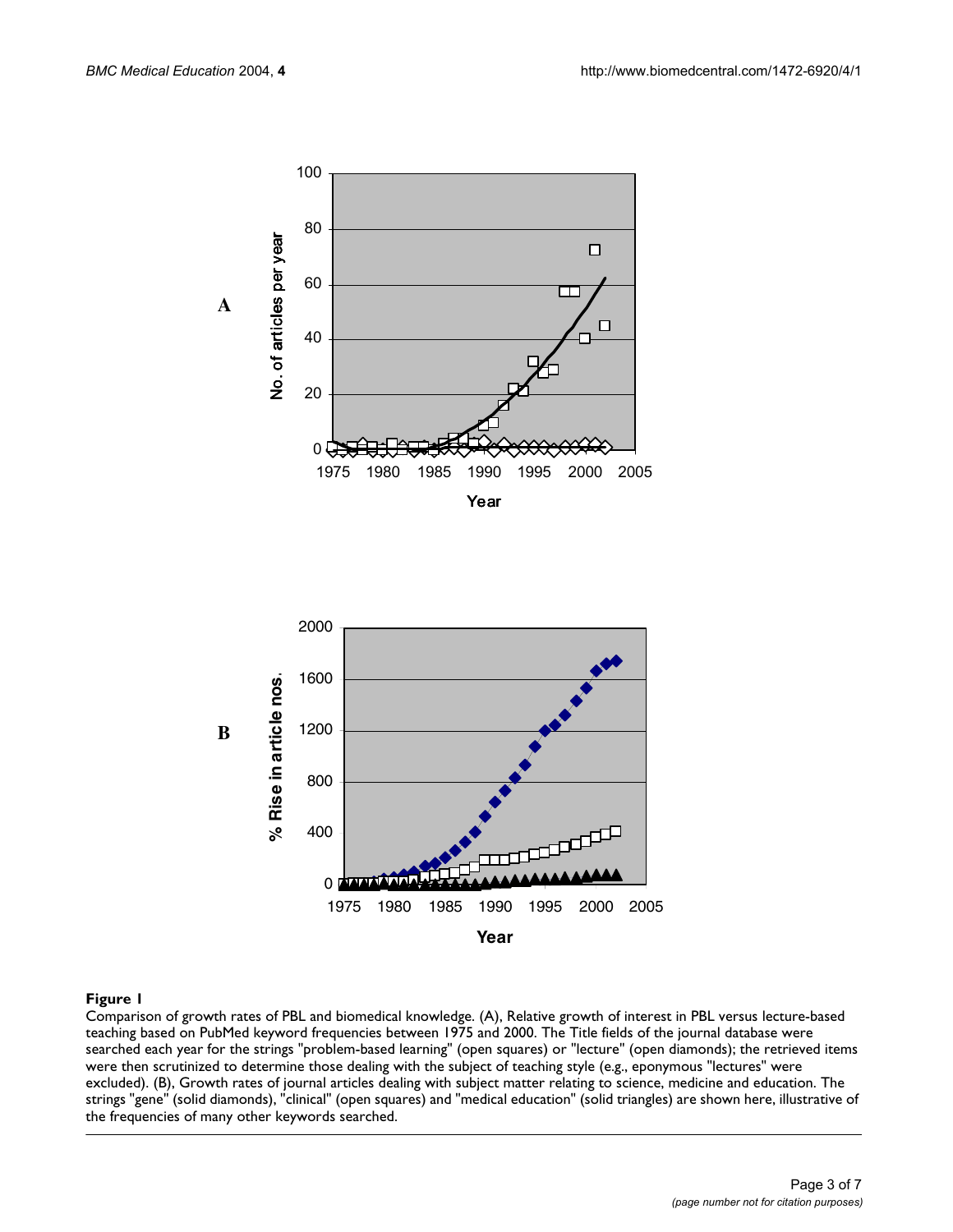**Figure 1**

Comparison of growth rates of PBL and biomedical knowledge. (A), Relative growth of interest in PBL versus lecture-based teaching based on PubMed keyword frequencies between 1975 and 2000. The Title fields of the journal database were searched each year for the strings "problem-based learning" (open squares) or "lecture" (open diamonds); the retrieved items were then scrutinized to determine those dealing with the subject of teaching style (e.g., eponymous "lectures" were excluded). (B), Growth rates of journal articles dealing with subject matter relating to science, medicine and education. The strings "gene" (solid diamonds), "clinical" (open squares) and "medical education" (solid triangles) are shown here, illustrative of the frequencies of many other keywords searched.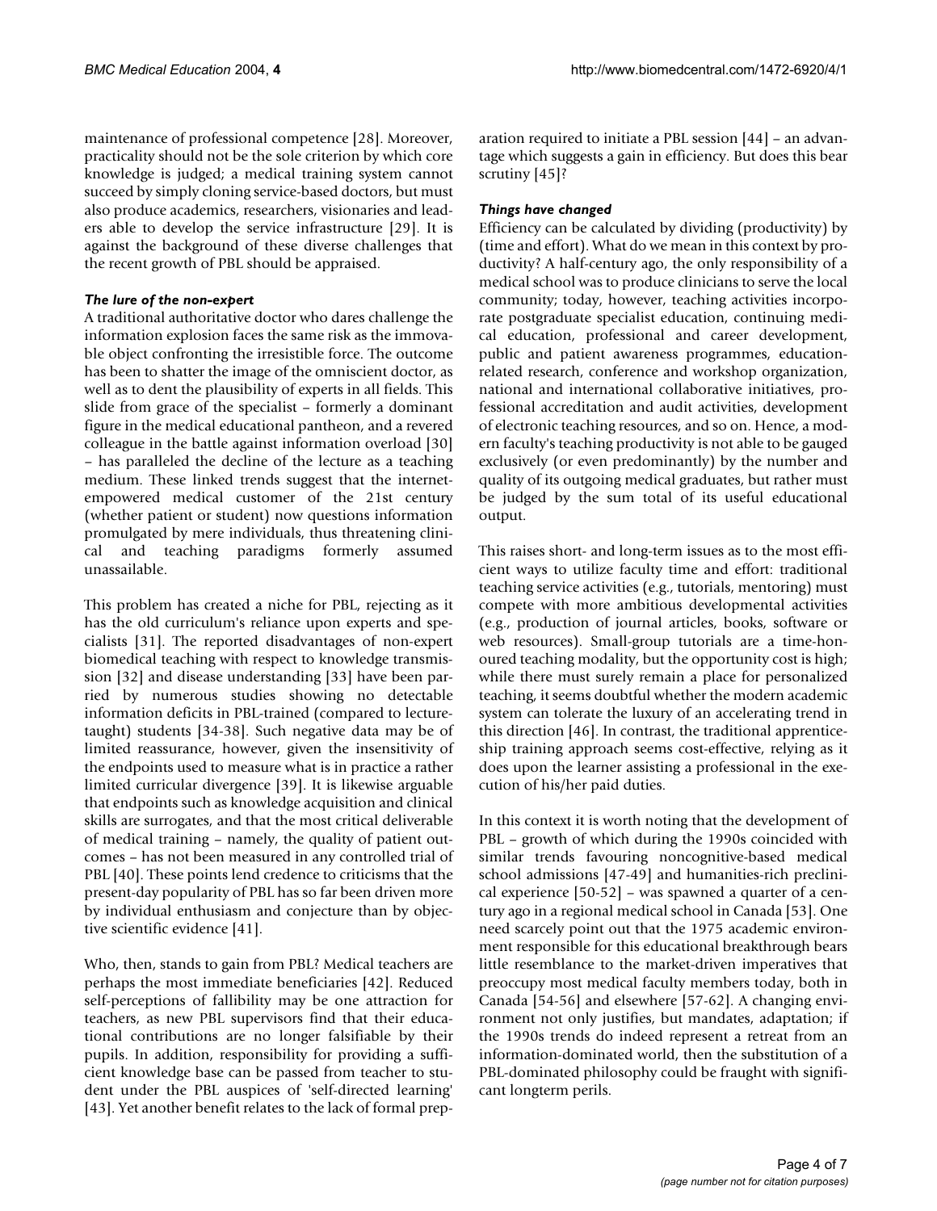maintenance of professional competence [28]. Moreover, practicality should not be the sole criterion by which core knowledge is judged; a medical training system cannot succeed by simply cloning service-based doctors, but must also produce academics, researchers, visionaries and leaders able to develop the service infrastructure [29]. It is against the background of these diverse challenges that the recent growth of PBL should be appraised.

### *The lure of the non-expert*

A traditional authoritative doctor who dares challenge the information explosion faces the same risk as the immovable object confronting the irresistible force. The outcome has been to shatter the image of the omniscient doctor, as well as to dent the plausibility of experts in all fields. This slide from grace of the specialist – formerly a dominant figure in the medical educational pantheon, and a revered colleague in the battle against information overload [30] – has paralleled the decline of the lecture as a teaching medium. These linked trends suggest that the internet-empowered medical customer of the 21st century (whether patient or student) now questions information promulgated by mere individuals, thus threatening clinical and teaching paradigms formerly assumed unassailable.

This problem has created a niche for PBL, rejecting as it has the old curriculum's reliance upon experts and specialists [31]. The reported disadvantages of non-expert biomedical teaching with respect to knowledge transmission [32] and disease understanding [33] have been parried by numerous studies showing no detectable information deficits in PBL-trained (compared to lecture-taught) students [34-38]. Such negative data may be of limited reassurance, however, given the insensitivity of the endpoints used to measure what is in practice a rather limited curricular divergence [39]. It is likewise arguable that endpoints such as knowledge acquisition and clinical skills are surrogates, and that the most critical deliverable of medical training – namely, the quality of patient outcomes – has not been measured in any controlled trial of PBL [40]. These points lend credence to criticisms that the present-day popularity of PBL has so far been driven more by individual enthusiasm and conjecture than by objective scientific evidence [41].

Who, then, stands to gain from PBL? Medical teachers are perhaps the most immediate beneficiaries [42]. Reduced self-perceptions of fallibility may be one attraction for teachers, as new PBL supervisors find that their educational contributions are no longer falsifiable by their pupils. In addition, responsibility for providing a sufficient knowledge base can be passed from teacher to student under the PBL auspices of 'self-directed learning' [43]. Yet another benefit relates to the lack of formal preparation required to initiate a PBL session [44] – an advantage which suggests a gain in efficiency. But does this bear scrutiny [45]?

### *Things have changed*

Efficiency can be calculated by dividing (productivity) by (time and effort). What do we mean in this context by productivity? A half-century ago, the only responsibility of a medical school was to produce clinicians to serve the local community; today, however, teaching activities incorporate postgraduate specialist education, continuing medical education, professional and career development, public and patient awareness programmes, education-related research, conference and workshop organization, national and international collaborative initiatives, professional accreditation and audit activities, development of electronic teaching resources, and so on. Hence, a modern faculty's teaching productivity is not able to be gauged exclusively (or even predominantly) by the number and quality of its outgoing medical graduates, but rather must be judged by the sum total of its useful educational output.

This raises short- and long-term issues as to the most efficient ways to utilize faculty time and effort: traditional teaching service activities (e.g., tutorials, mentoring) must compete with more ambitious developmental activities (e.g., production of journal articles, books, software or web resources). Small-group tutorials are a time-honoured teaching modality, but the opportunity cost is high; while there must surely remain a place for personalized teaching, it seems doubtful whether the modern academic system can tolerate the luxury of an accelerating trend in this direction [46]. In contrast, the traditional apprenticeship training approach seems cost-effective, relying as it does upon the learner assisting a professional in the execution of his/her paid duties.

In this context it is worth noting that the development of PBL – growth of which during the 1990s coincided with similar trends favouring noncognitive-based medical school admissions [47-49] and humanities-rich preclinical experience [50-52] – was spawned a quarter of a century ago in a regional medical school in Canada [53]. One need scarcely point out that the 1975 academic environment responsible for this educational breakthrough bears little resemblance to the market-driven imperatives that preoccupy most medical faculty members today, both in Canada [54-56] and elsewhere [57-62]. A changing environment not only justifies, but mandates, adaptation; if the 1990s trends do indeed represent a retreat from an information-dominated world, then the substitution of a PBL-dominated philosophy could be fraught with significant longterm perils.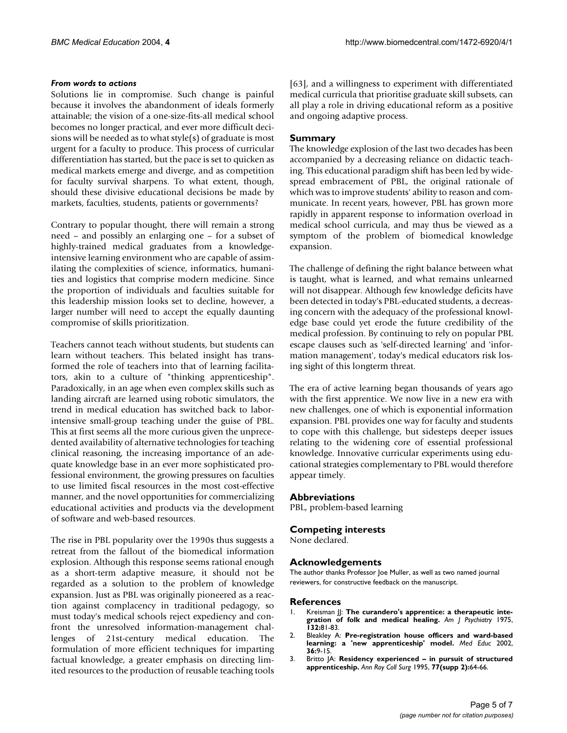#### *From words to actions*

Solutions lie in compromise. Such change is painful because it involves the abandonment of ideals formerly attainable; the vision of a one-size-fits-all medical school becomes no longer practical, and ever more difficult decisions will be needed as to what style(s) of graduate is most urgent for a faculty to produce. This process of curricular differentiation has started, but the pace is set to quicken as medical markets emerge and diverge, and as competition for faculty survival sharpens. To what extent, though, should these divisive educational decisions be made by markets, faculties, students, patients or governments?

Contrary to popular thought, there will remain a strong need – and possibly an enlarging one – for a subset of highly-trained medical graduates from a knowledge-intensive learning environment who are capable of assimilating the complexities of science, informatics, humanities and logistics that comprise modern medicine. Since the proportion of individuals and faculties suitable for this leadership mission looks set to decline, however, a larger number will need to accept the equally daunting compromise of skills prioritization.

Teachers cannot teach without students, but students can learn without teachers. This belated insight has transformed the role of teachers into that of learning facilitators, akin to a culture of "thinking apprenticeship". Paradoxically, in an age when even complex skills such as landing aircraft are learned using robotic simulators, the trend in medical education has switched back to labor-intensive small-group teaching under the guise of PBL. This at first seems all the more curious given the unprecedented availability of alternative technologies for teaching clinical reasoning, the increasing importance of an adequate knowledge base in an ever more sophisticated professional environment, the growing pressures on faculties to use limited fiscal resources in the most cost-effective manner, and the novel opportunities for commercializing educational activities and products via the development of software and web-based resources.

The rise in PBL popularity over the 1990s thus suggests a retreat from the fallout of the biomedical information explosion. Although this response seems rational enough as a short-term adaptive measure, it should not be regarded as a solution to the problem of knowledge expansion. Just as PBL was originally pioneered as a reaction against complacency in traditional pedagogy, so must today's medical schools reject expediency and confront the unresolved information-management challenges of 21st-century medical education. The formulation of more efficient techniques for imparting factual knowledge, a greater emphasis on directing limited resources to the production of reusable teaching tools [63], and a willingness to experiment with differentiated medical curricula that prioritise graduate skill subsets, can all play a role in driving educational reform as a positive and ongoing adaptive process.

## Summary

The knowledge explosion of the last two decades has been accompanied by a decreasing reliance on didactic teaching. This educational paradigm shift has been led by widespread embracement of PBL, the original rationale of which was to improve students' ability to reason and communicate. In recent years, however, PBL has grown more rapidly in apparent response to information overload in medical school curricula, and may thus be viewed as a symptom of the problem of biomedical knowledge expansion.

The challenge of defining the right balance between what is taught, what is learned, and what remains unlearned will not disappear. Although few knowledge deficits have been detected in today's PBL-educated students, a decreasing concern with the adequacy of the professional knowledge base could yet erode the future credibility of the medical profession. By continuing to rely on popular PBL escape clauses such as 'self-directed learning' and 'information management', today's medical educators risk losing sight of this longterm threat.

The era of active learning began thousands of years ago with the first apprentice. We now live in a new era with new challenges, one of which is exponential information expansion. PBL provides one way for faculty and students to cope with this challenge, but sidesteps deeper issues relating to the widening core of essential professional knowledge. Innovative curricular experiments using educational strategies complementary to PBL would therefore appear timely.

## Abbreviations

PBL, problem-based learning

## Competing interests

None declared.

## Acknowledgements

The author thanks Professor Joe Muller, as well as two named journal reviewers, for constructive feedback on the manuscript.

## References

1. Kreisman JJ: **The curandero's apprentice: a therapeutic integration of folk and medical healing.** *Am J Psychiatry* 1975, **132:**81-83.
2. Bleakley A: **Pre-registration house officers and ward-based learning: a 'new apprenticeship' model.** *Med Educ* 2002, **36:**9-15.
3. Britto JA: **Residency experienced – in pursuit of structured apprenticeship.** *Ann Roy Coll Surg* 1995, **77(supp 2):**64-66.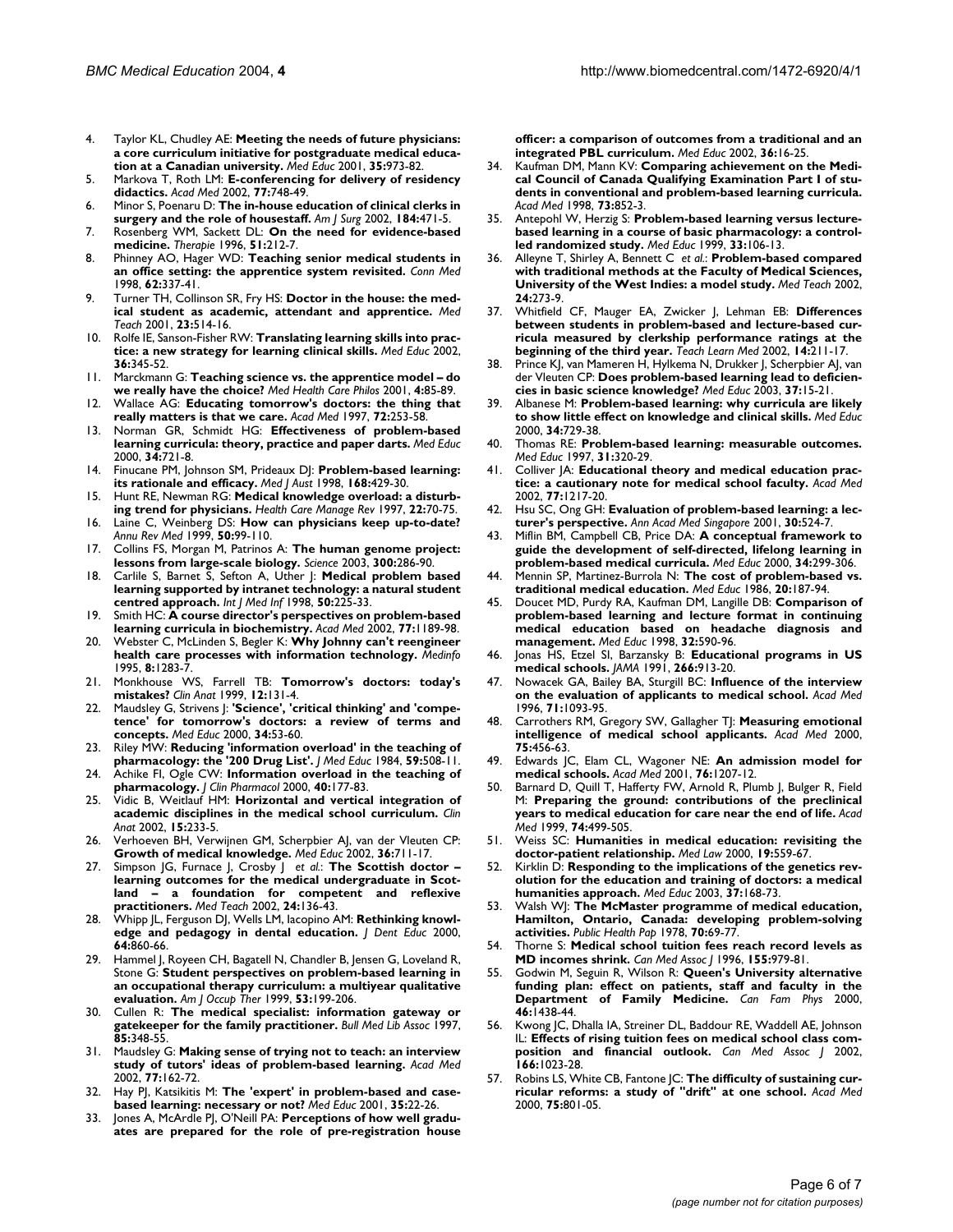4. Taylor KL, Chudley AE: **Meeting the needs of future physicians: a core curriculum initiative for postgraduate medical education at a Canadian university.** *Med Educ* 2001, **35:**973-82.
5. Markova T, Roth LM: **E-conferencing for delivery of residency didactics.** *Acad Med* 2002, **77:**748-49.
6. Minor S, Poenaru D: **The in-house education of clinical clerks in surgery and the role of housestaff.** *Am J Surg* 2002, **184:**471-5.
7. Rosenberg WM, Sackett DL: **On the need for evidence-based medicine.** *Therapie* 1996, **51:**212-7.
8. Phinney AO, Hager WD: **Teaching senior medical students in an office setting: the apprentice system revisited.** *Conn Med* 1998, **62:**337-41.
9. Turner TH, Collinson SR, Fry HS: **Doctor in the house: the medical student as academic, attendant and apprentice.** *Med Teach* 2001, **23:**514-16.
10. Rolfe IE, Sanson-Fisher RW: **Translating learning skills into practice: a new strategy for learning clinical skills.** *Med Educ* 2002, **36:**345-52.
11. Marckmann G: **Teaching science vs. the apprentice model – do we really have the choice?** *Med Health Care Philos* 2001, **4:**85-89.
12. Wallace AG: **Educating tomorrow's doctors: the thing that really matters is that we care.** *Acad Med* 1997, **72:**253-58.
13. Norman GR, Schmidt HG: **Effectiveness of problem-based learning curricula: theory, practice and paper darts.** *Med Educ* 2000, **34:**721-8.
14. Finucane PM, Johnson SM, Prideaux DJ: **Problem-based learning: its rationale and efficacy.** *Med J Aust* 1998, **168:**429-30.
15. Hunt RE, Newman RG: **Medical knowledge overload: a disturbing trend for physicians.** *Health Care Manage Rev* 1997, **22:**70-75.
16. Laine C, Weinberg DS: **How can physicians keep up-to-date?** *Annu Rev Med* 1999, **50:**99-110.
17. Collins FS, Morgan M, Patrinos A: **The human genome project: lessons from large-scale biology.** *Science* 2003, **300:**286-90.
18. Carlile S, Barnet S, Sefton A, Uther J: **Medical problem based learning supported by intranet technology: a natural student centred approach.** *Int J Med Inf* 1998, **50:**225-33.
19. Smith HC: **A course director's perspectives on problem-based learning curricula in biochemistry.** *Acad Med* 2002, **77:**1189-98.
20. Webster C, McLinden S, Begler K: **Why Johnny can't reengineer health care processes with information technology.** *Medinfo* 1995, **8:**1283-7.
21. Monkhouse WS, Farrell TB: **Tomorrow's doctors: today's mistakes?** *Clin Anat* 1999, **12:**131-4.
22. Maudsley G, Strivens J: **'Science', 'critical thinking' and 'competence' for tomorrow's doctors: a review of terms and concepts.** *Med Educ* 2000, **34:**53-60.
23. Riley MW: **Reducing 'information overload' in the teaching of pharmacology: the '200 Drug List'.** *J Med Educ* 1984, **59:**508-11.
24. Achike FI, Ogle CW: **Information overload in the teaching of pharmacology.** *J Clin Pharmacol* 2000, **40:**177-83.
25. Vidic B, Weitlauf HM: **Horizontal and vertical integration of academic disciplines in the medical school curriculum.** *Clin Anat* 2002, **15:**233-5.
26. Verhoeven BH, Verwijnen GM, Scherpbier AJ, van der Vleuten CP: **Growth of medical knowledge.** *Med Educ* 2002, **36:**711-17.
27. Simpson JG, Furnace J, Crosby J *et al.*: **The Scottish doctor – learning outcomes for the medical undergraduate in Scotland – a foundation for competent and reflexive practitioners.** *Med Teach* 2002, **24:**136-43.
28. Whipp JL, Ferguson DJ, Wells LM, Iacopino AM: **Rethinking knowledge and pedagogy in dental education.** *J Dent Educ* 2000, **64:**860-66.
29. Hammel J, Royeen CH, Bagatell N, Chandler B, Jensen G, Loveland R, Stone G: **Student perspectives on problem-based learning in an occupational therapy curriculum: a multiyear qualitative evaluation.** *Am J Occup Ther* 1999, **53:**199-206.
30. Cullen R: **The medical specialist: information gateway or gatekeeper for the family practitioner.** *Bull Med Lib Assoc* 1997, **85:**348-55.
31. Maudsley G: **Making sense of trying not to teach: an interview study of tutors' ideas of problem-based learning.** *Acad Med* 2002, **77:**162-72.
32. Hay PJ, Katsikitis M: **The 'expert' in problem-based and case-based learning: necessary or not?** *Med Educ* 2001, **35:**22-26.
33. Jones A, McArdle PJ, O'Neill PA: **Perceptions of how well graduates are prepared for the role of pre-registration house officer: a comparison of outcomes from a traditional and an integrated PBL curriculum.** *Med Educ* 2002, **36:**16-25.
34. Kaufman DM, Mann KV: **Comparing achievement on the Medical Council of Canada Qualifying Examination Part I of students in conventional and problem-based learning curricula.** *Acad Med* 1998, **73:**852-3.
35. Antepohl W, Herzig S: **Problem-based learning versus lecture-based learning in a course of basic pharmacology: a controlled randomized study.** *Med Educ* 1999, **33:**106-13.
36. Alleyne T, Shirley A, Bennett C *et al.*: **Problem-based compared with traditional methods at the Faculty of Medical Sciences, University of the West Indies: a model study.** *Med Teach* 2002, **24:**273-9.
37. Whitfield CF, Mauger EA, Zwicker J, Lehman EB: **Differences between students in problem-based and lecture-based curricula measured by clerkship performance ratings at the beginning of the third year.** *Teach Learn Med* 2002, **14:**211-17.
38. Prince KJ, van Mameren H, Hylkema N, Drukker J, Scherpbier AJ, van der Vleuten CP: **Does problem-based learning lead to deficiencies in basic science knowledge?** *Med Educ* 2003, **37:**15-21.
39. Albanese M: **Problem-based learning: why curricula are likely to show little effect on knowledge and clinical skills.** *Med Educ* 2000, **34:**729-38.
40. Thomas RE: **Problem-based learning: measurable outcomes.** *Med Educ* 1997, **31:**320-29.
41. Colliver JA: **Educational theory and medical education practice: a cautionary note for medical school faculty.** *Acad Med* 2002, **77:**1217-20.
42. Hsu SC, Ong GH: **Evaluation of problem-based learning: a lecturer's perspective.** *Ann Acad Med Singapore* 2001, **30:**524-7.
43. Miflin BM, Campbell CB, Price DA: **A conceptual framework to guide the development of self-directed, lifelong learning in problem-based medical curricula.** *Med Educ* 2000, **34:**299-306.
44. Mennin SP, Martinez-Burrola N: **The cost of problem-based vs. traditional medical education.** *Med Educ* 1986, **20:**187-94.
45. Doucet MD, Purdy RA, Kaufman DM, Langille DB: **Comparison of problem-based learning and lecture format in continuing medical education based on headache diagnosis and management.** *Med Educ* 1998, **32:**590-96.
46. Jonas HS, Etzel SI, Barzansky B: **Educational programs in US medical schools.** *JAMA* 1991, **266:**913-20.
47. Nowacek GA, Bailey BA, Sturgill BC: **Influence of the interview on the evaluation of applicants to medical school.** *Acad Med* 1996, **71:**1093-95.
48. Carrothers RM, Gregory SW, Gallagher TJ: **Measuring emotional intelligence of medical school applicants.** *Acad Med* 2000, **75:**456-63.
49. Edwards JC, Elam CL, Wagoner NE: **An admission model for medical schools.** *Acad Med* 2001, **76:**1207-12.
50. Barnard D, Quill T, Hafferty FW, Arnold R, Plumb J, Bulger R, Field M: **Preparing the ground: contributions of the preclinical years to medical education for care near the end of life.** *Acad Med* 1999, **74:**499-505.
51. Weiss SC: **Humanities in medical education: revisiting the doctor-patient relationship.** *Med Law* 2000, **19:**559-67.
52. Kirklin D: **Responding to the implications of the genetics revolution for the education and training of doctors: a medical humanities approach.** *Med Educ* 2003, **37:**168-73.
53. Walsh WJ: **The McMaster programme of medical education, Hamilton, Ontario, Canada: developing problem-solving activities.** *Public Health Pap* 1978, **70:**69-77.
54. Thorne S: **Medical school tuition fees reach record levels as MD incomes shrink.** *Can Med Assoc J* 1996, **155:**979-81.
55. Godwin M, Seguin R, Wilson R: **Queen's University alternative funding plan: effect on patients, staff and faculty in the Department of Family Medicine.** *Can Fam Phys* 2000, **46:**1438-44.
56. Kwong JC, Dhalla IA, Streiner DL, Baddour RE, Waddell AE, Johnson IL: **Effects of rising tuition fees on medical school class composition and financial outlook.** *Can Med Assoc J* 2002, **166:**1023-28.
57. Robins LS, White CB, Fantone JC: **The difficulty of sustaining curricular reforms: a study of "drift" at one school.** *Acad Med* 2000, **75:**801-05.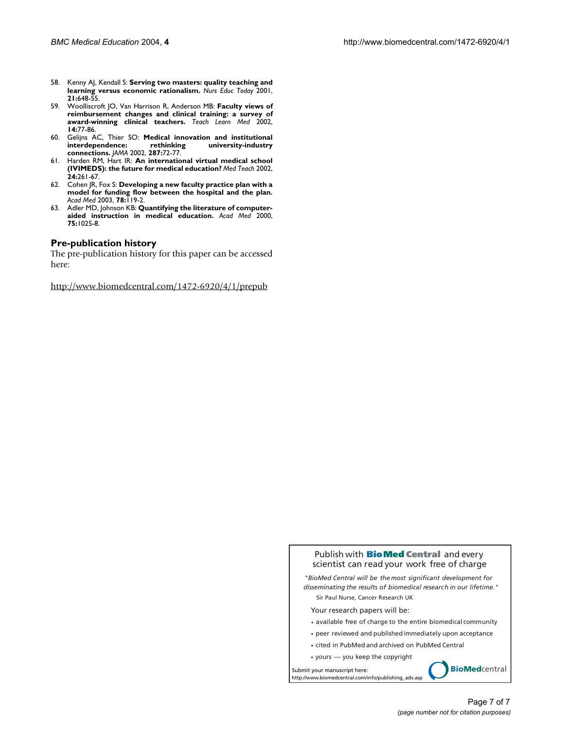58. Kenny AJ, Kendall S: **Serving two masters: quality teaching and learning versus economic rationalism.** *Nurs Educ Today* 2001, **21:**648-55.
59. Woolliscroft JO, Van Harrison R, Anderson MB: **Faculty views of reimbursement changes and clinical training: a survey of award-winning clinical teachers.** *Teach Learn Med* 2002, **14:**77-86.
60. Gelijns AC, Thier SO: **Medical innovation and institutional interdependence: rethinking university-industry connections.** *JAMA* 2002, **287:**72-77.
61. Harden RM, Hart IR: **An international virtual medical school (IVIMEDS): the future for medical education?** *Med Teach* 2002, **24:**261-67.
62. Cohen JR, Fox S: **Developing a new faculty practice plan with a model for funding flow between the hospital and the plan.** *Acad Med* 2003, **78:**119-2.
63. Adler MD, Johnson KB: **Quantifying the literature of computer-aided instruction in medical education.** *Acad Med* 2000, **75:**1025-8.

## Pre-publication history

The pre-publication history for this paper can be accessed here:

http://www.biomedcentral.com/1472-6920/4/1/prepub

Publish with **BioMed Central** and every scientist can read your work free of charge

*"BioMed Central will be the most significant development for disseminating the results of biomedical research in our lifetime."*

Sir Paul Nurse, Cancer Research UK

Your research papers will be:

- available free of charge to the entire biomedical community
- peer reviewed and published immediately upon acceptance
- cited in PubMed and archived on PubMed Central
- yours — you keep the copyright

Submit your manuscript here:
http://www.biomedcentral.com/info/publishing_adv.asp

**BioMed**central